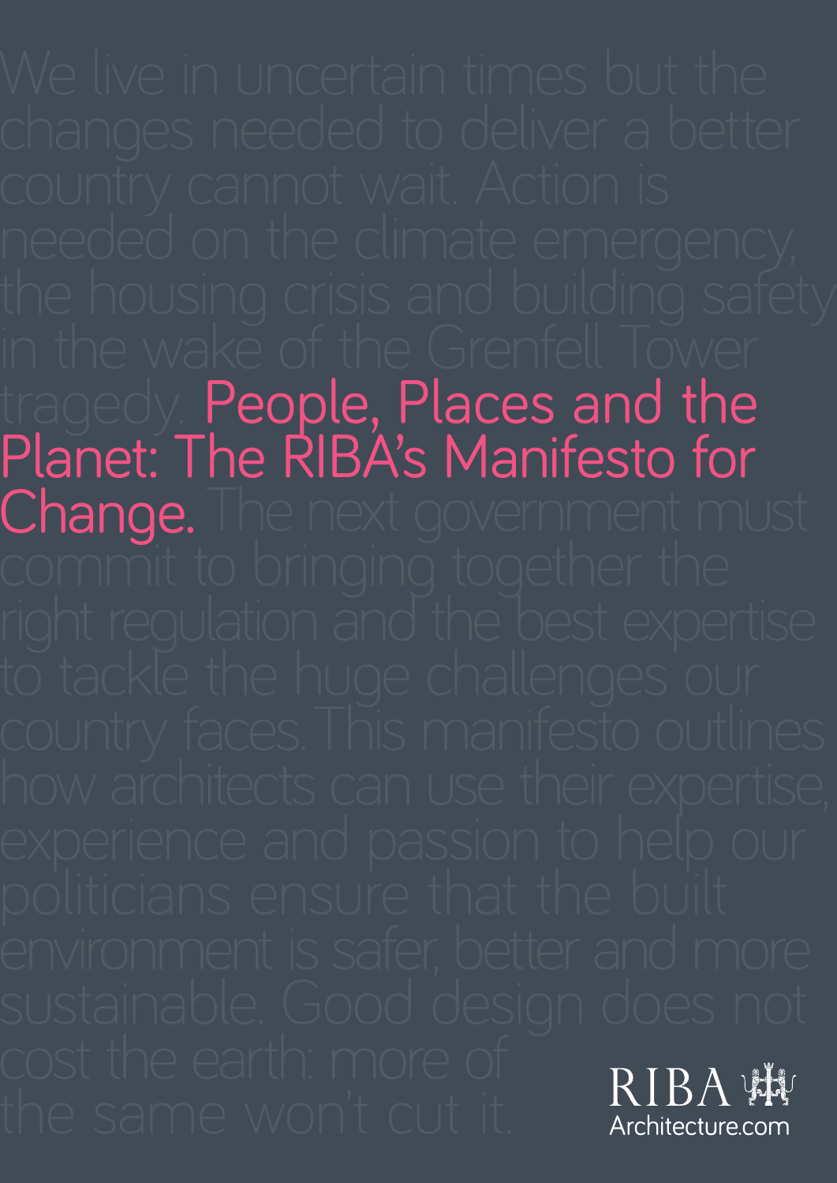We live in uncertain times but the changes needed to deliver a better country cannot wait. Action is needed on the climate emergency, the housing crisis and building safety in the wake of the Grenfell Tower tragedy.

# People, Places and the Planet: The RIBA's Manifesto for Change.

The next government must commit to bringing together the right regulation and the best expertise to tackle the huge challenges our country faces. This manifesto outlines how architects can use their expertise, experience and passion to help our politicians ensure that the built environment is safer, better and more sustainable. Good design does not cost the earth: more of the same won't cut it.

RIBA
Architecture.com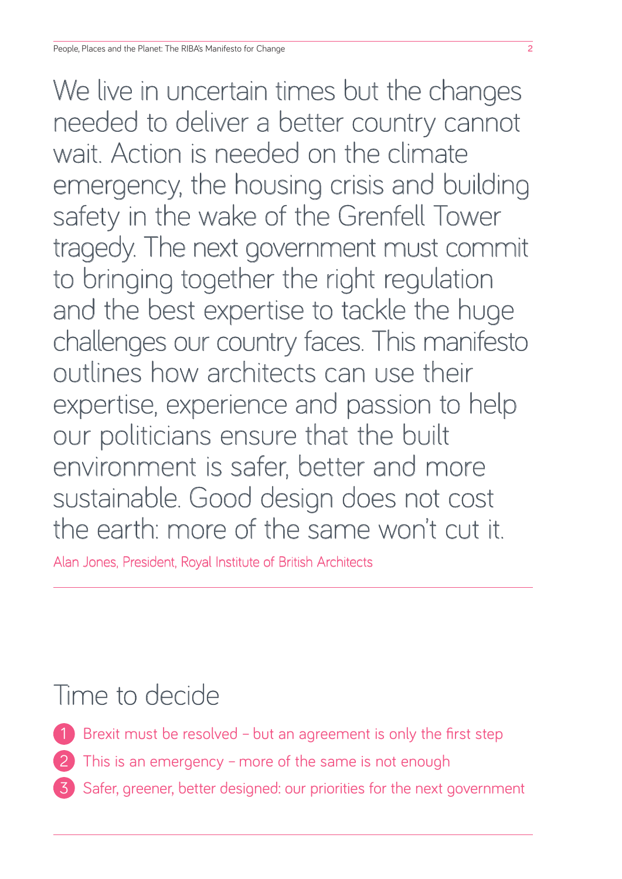We live in uncertain times but the changes needed to deliver a better country cannot wait. Action is needed on the climate emergency, the housing crisis and building safety in the wake of the Grenfell Tower tragedy. The next government must commit to bringing together the right regulation and the best expertise to tackle the huge challenges our country faces. This manifesto outlines how architects can use their expertise, experience and passion to help our politicians ensure that the built environment is safer, better and more sustainable. Good design does not cost the earth: more of the same won't cut it.

Alan Jones, President, Royal Institute of British Architects

---

## Time to decide

1. Brexit must be resolved – but an agreement is only the first step
2. This is an emergency – more of the same is not enough
3. Safer, greener, better designed: our priorities for the next government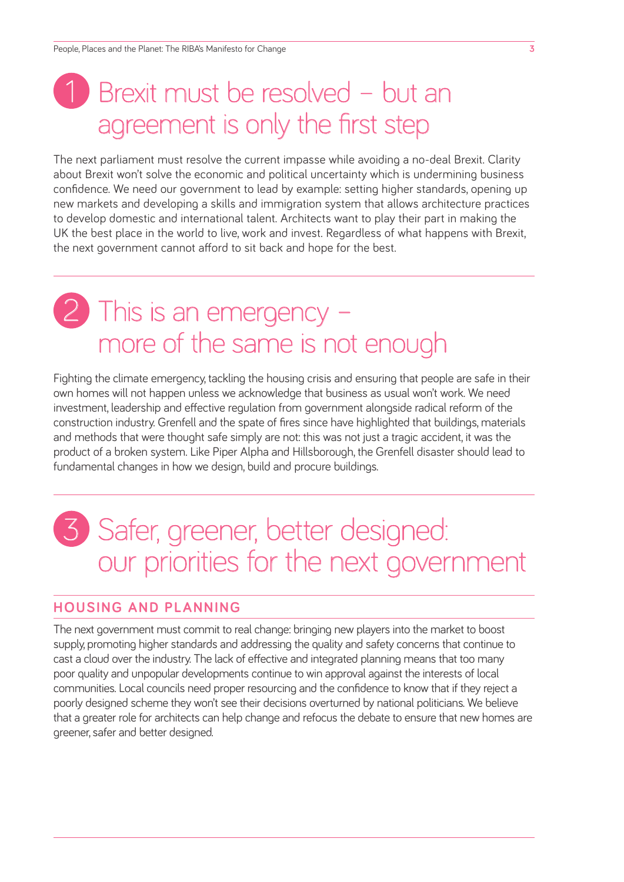## 1 Brexit must be resolved – but an agreement is only the first step

The next parliament must resolve the current impasse while avoiding a no-deal Brexit. Clarity about Brexit won't solve the economic and political uncertainty which is undermining business confidence. We need our government to lead by example: setting higher standards, opening up new markets and developing a skills and immigration system that allows architecture practices to develop domestic and international talent. Architects want to play their part in making the UK the best place in the world to live, work and invest. Regardless of what happens with Brexit, the next government cannot afford to sit back and hope for the best.

## 2 This is an emergency – more of the same is not enough

Fighting the climate emergency, tackling the housing crisis and ensuring that people are safe in their own homes will not happen unless we acknowledge that business as usual won't work. We need investment, leadership and effective regulation from government alongside radical reform of the construction industry. Grenfell and the spate of fires since have highlighted that buildings, materials and methods that were thought safe simply are not: this was not just a tragic accident, it was the product of a broken system. Like Piper Alpha and Hillsborough, the Grenfell disaster should lead to fundamental changes in how we design, build and procure buildings.

## 3 Safer, greener, better designed: our priorities for the next government

### HOUSING AND PLANNING

The next government must commit to real change: bringing new players into the market to boost supply, promoting higher standards and addressing the quality and safety concerns that continue to cast a cloud over the industry. The lack of effective and integrated planning means that too many poor quality and unpopular developments continue to win approval against the interests of local communities. Local councils need proper resourcing and the confidence to know that if they reject a poorly designed scheme they won't see their decisions overturned by national politicians. We believe that a greater role for architects can help change and refocus the debate to ensure that new homes are greener, safer and better designed.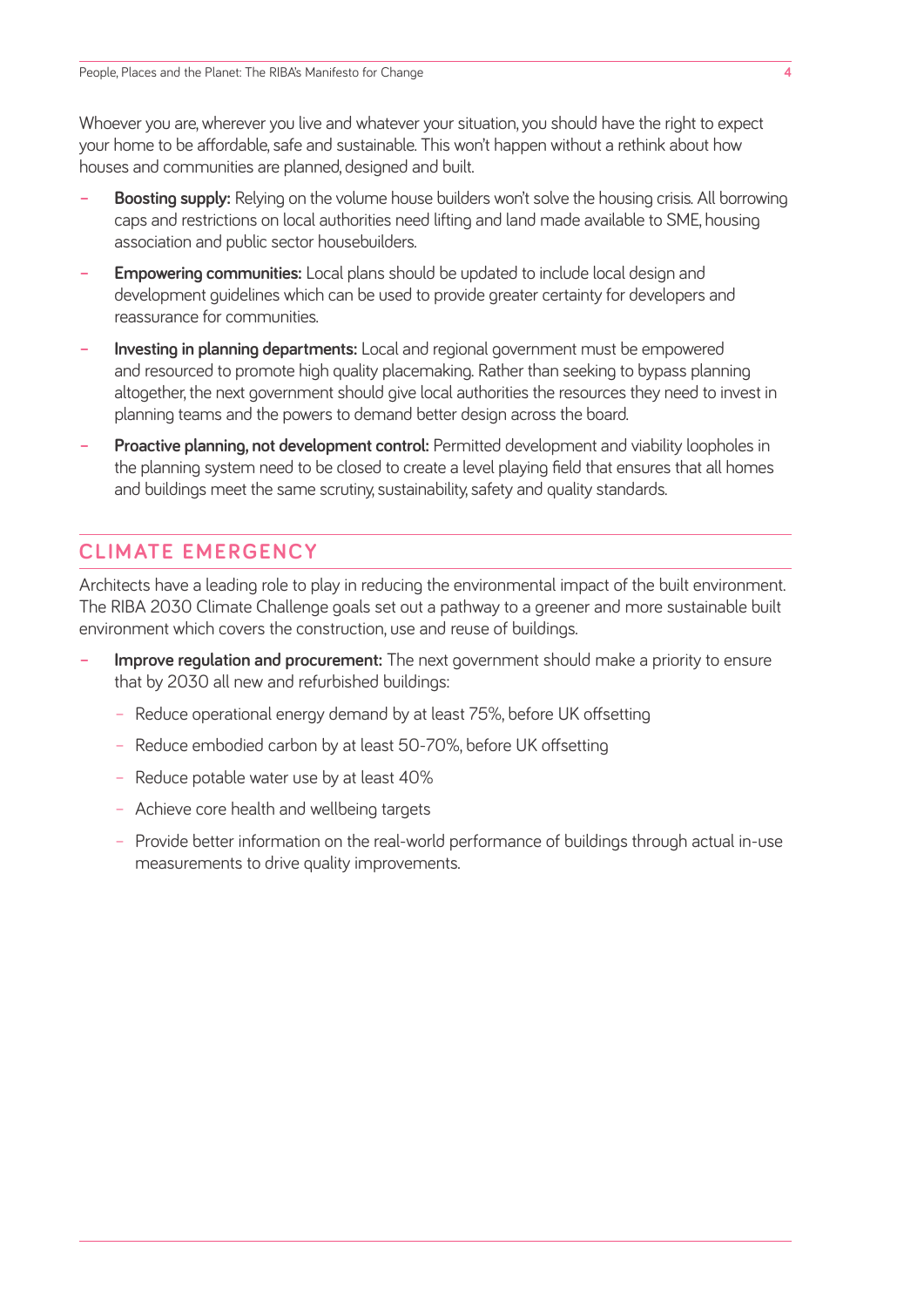Whoever you are, wherever you live and whatever your situation, you should have the right to expect your home to be affordable, safe and sustainable. This won't happen without a rethink about how houses and communities are planned, designed and built.

- **Boosting supply:** Relying on the volume house builders won't solve the housing crisis. All borrowing caps and restrictions on local authorities need lifting and land made available to SME, housing association and public sector housebuilders.
- **Empowering communities:** Local plans should be updated to include local design and development guidelines which can be used to provide greater certainty for developers and reassurance for communities.
- **Investing in planning departments:** Local and regional government must be empowered and resourced to promote high quality placemaking. Rather than seeking to bypass planning altogether, the next government should give local authorities the resources they need to invest in planning teams and the powers to demand better design across the board.
- **Proactive planning, not development control:** Permitted development and viability loopholes in the planning system need to be closed to create a level playing field that ensures that all homes and buildings meet the same scrutiny, sustainability, safety and quality standards.

## CLIMATE EMERGENCY

Architects have a leading role to play in reducing the environmental impact of the built environment. The RIBA 2030 Climate Challenge goals set out a pathway to a greener and more sustainable built environment which covers the construction, use and reuse of buildings.

- **Improve regulation and procurement:** The next government should make a priority to ensure that by 2030 all new and refurbished buildings:
  - Reduce operational energy demand by at least 75%, before UK offsetting
  - Reduce embodied carbon by at least 50-70%, before UK offsetting
  - Reduce potable water use by at least 40%
  - Achieve core health and wellbeing targets
  - Provide better information on the real-world performance of buildings through actual in-use measurements to drive quality improvements.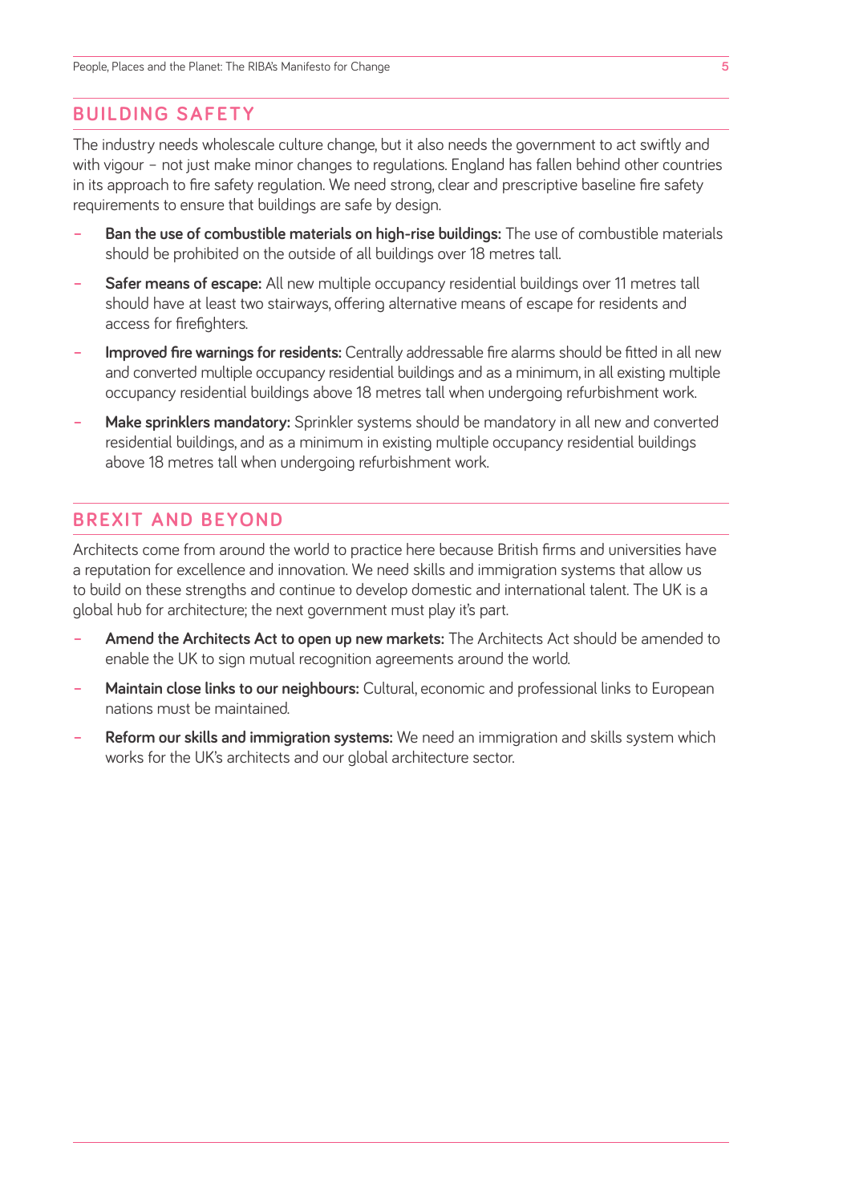## BUILDING SAFETY

The industry needs wholescale culture change, but it also needs the government to act swiftly and with vigour – not just make minor changes to regulations. England has fallen behind other countries in its approach to fire safety regulation. We need strong, clear and prescriptive baseline fire safety requirements to ensure that buildings are safe by design.

- **Ban the use of combustible materials on high-rise buildings:** The use of combustible materials should be prohibited on the outside of all buildings over 18 metres tall.
- **Safer means of escape:** All new multiple occupancy residential buildings over 11 metres tall should have at least two stairways, offering alternative means of escape for residents and access for firefighters.
- **Improved fire warnings for residents:** Centrally addressable fire alarms should be fitted in all new and converted multiple occupancy residential buildings and as a minimum, in all existing multiple occupancy residential buildings above 18 metres tall when undergoing refurbishment work.
- **Make sprinklers mandatory:** Sprinkler systems should be mandatory in all new and converted residential buildings, and as a minimum in existing multiple occupancy residential buildings above 18 metres tall when undergoing refurbishment work.

## BREXIT AND BEYOND

Architects come from around the world to practice here because British firms and universities have a reputation for excellence and innovation. We need skills and immigration systems that allow us to build on these strengths and continue to develop domestic and international talent. The UK is a global hub for architecture; the next government must play it's part.

- **Amend the Architects Act to open up new markets:** The Architects Act should be amended to enable the UK to sign mutual recognition agreements around the world.
- **Maintain close links to our neighbours:** Cultural, economic and professional links to European nations must be maintained.
- **Reform our skills and immigration systems:** We need an immigration and skills system which works for the UK's architects and our global architecture sector.